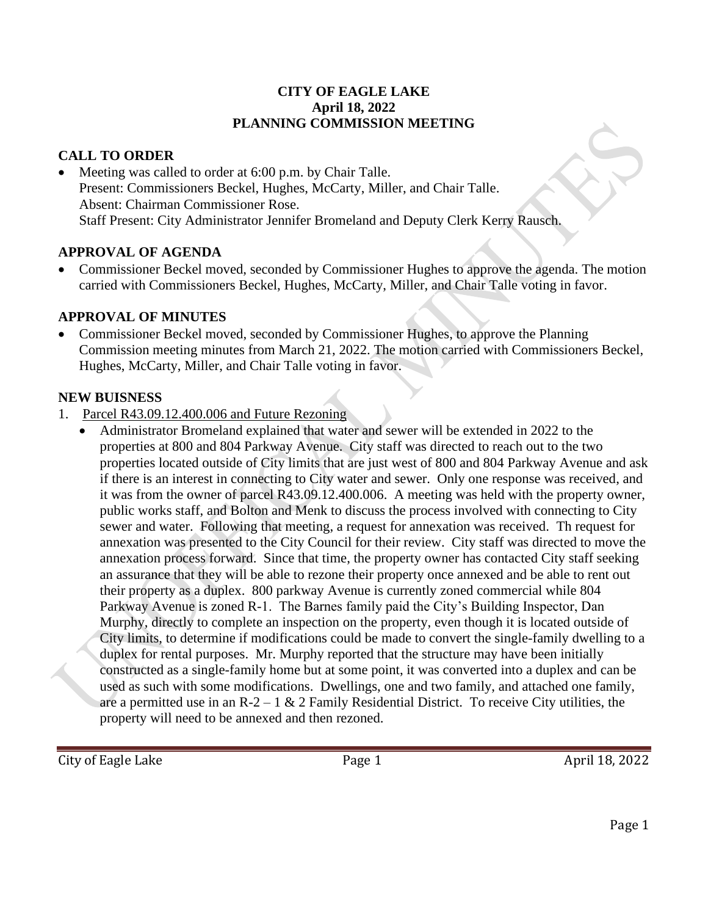**CITY OF EAGLE LAKE**
**April 18, 2022**
**PLANNING COMMISSION MEETING**

## CALL TO ORDER

- Meeting was called to order at 6:00 p.m. by Chair Talle.
  Present: Commissioners Beckel, Hughes, McCarty, Miller, and Chair Talle.
  Absent: Chairman Commissioner Rose.
  Staff Present: City Administrator Jennifer Bromeland and Deputy Clerk Kerry Rausch.

## APPROVAL OF AGENDA

- Commissioner Beckel moved, seconded by Commissioner Hughes to approve the agenda. The motion carried with Commissioners Beckel, Hughes, McCarty, Miller, and Chair Talle voting in favor.

## APPROVAL OF MINUTES

- Commissioner Beckel moved, seconded by Commissioner Hughes, to approve the Planning Commission meeting minutes from March 21, 2022. The motion carried with Commissioners Beckel, Hughes, McCarty, Miller, and Chair Talle voting in favor.

## NEW BUISNESS

1. Parcel R43.09.12.400.006 and Future Rezoning
   - Administrator Bromeland explained that water and sewer will be extended in 2022 to the properties at 800 and 804 Parkway Avenue. City staff was directed to reach out to the two properties located outside of City limits that are just west of 800 and 804 Parkway Avenue and ask if there is an interest in connecting to City water and sewer. Only one response was received, and it was from the owner of parcel R43.09.12.400.006. A meeting was held with the property owner, public works staff, and Bolton and Menk to discuss the process involved with connecting to City sewer and water. Following that meeting, a request for annexation was received. Th request for annexation was presented to the City Council for their review. City staff was directed to move the annexation process forward. Since that time, the property owner has contacted City staff seeking an assurance that they will be able to rezone their property once annexed and be able to rent out their property as a duplex. 800 parkway Avenue is currently zoned commercial while 804 Parkway Avenue is zoned R-1. The Barnes family paid the City's Building Inspector, Dan Murphy, directly to complete an inspection on the property, even though it is located outside of City limits, to determine if modifications could be made to convert the single-family dwelling to a duplex for rental purposes. Mr. Murphy reported that the structure may have been initially constructed as a single-family home but at some point, it was converted into a duplex and can be used as such with some modifications. Dwellings, one and two family, and attached one family, are a permitted use in an R-2 – 1 & 2 Family Residential District. To receive City utilities, the property will need to be annexed and then rezoned.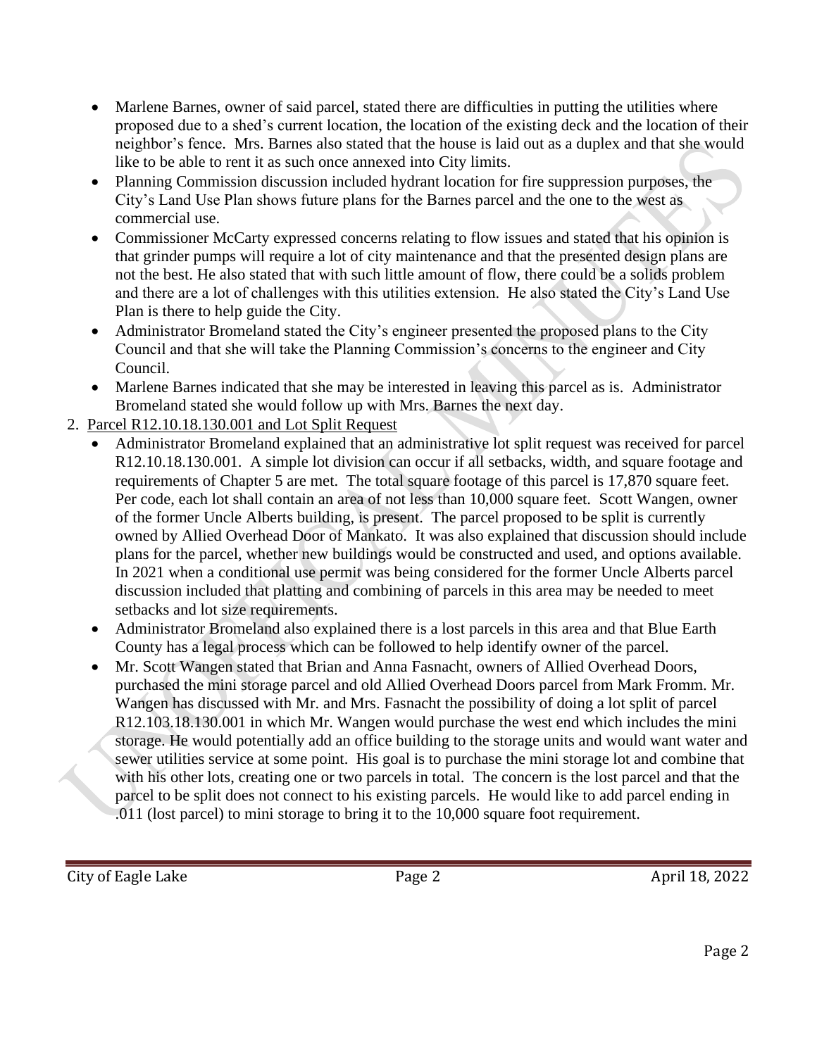- Marlene Barnes, owner of said parcel, stated there are difficulties in putting the utilities where proposed due to a shed's current location, the location of the existing deck and the location of their neighbor's fence. Mrs. Barnes also stated that the house is laid out as a duplex and that she would like to be able to rent it as such once annexed into City limits.
- Planning Commission discussion included hydrant location for fire suppression purposes, the City's Land Use Plan shows future plans for the Barnes parcel and the one to the west as commercial use.
- Commissioner McCarty expressed concerns relating to flow issues and stated that his opinion is that grinder pumps will require a lot of city maintenance and that the presented design plans are not the best. He also stated that with such little amount of flow, there could be a solids problem and there are a lot of challenges with this utilities extension. He also stated the City's Land Use Plan is there to help guide the City.
- Administrator Bromeland stated the City's engineer presented the proposed plans to the City Council and that she will take the Planning Commission's concerns to the engineer and City Council.
- Marlene Barnes indicated that she may be interested in leaving this parcel as is. Administrator Bromeland stated she would follow up with Mrs. Barnes the next day.

2. Parcel R12.10.18.130.001 and Lot Split Request
   - Administrator Bromeland explained that an administrative lot split request was received for parcel R12.10.18.130.001. A simple lot division can occur if all setbacks, width, and square footage and requirements of Chapter 5 are met. The total square footage of this parcel is 17,870 square feet. Per code, each lot shall contain an area of not less than 10,000 square feet. Scott Wangen, owner of the former Uncle Alberts building, is present. The parcel proposed to be split is currently owned by Allied Overhead Door of Mankato. It was also explained that discussion should include plans for the parcel, whether new buildings would be constructed and used, and options available. In 2021 when a conditional use permit was being considered for the former Uncle Alberts parcel discussion included that platting and combining of parcels in this area may be needed to meet setbacks and lot size requirements.
   - Administrator Bromeland also explained there is a lost parcels in this area and that Blue Earth County has a legal process which can be followed to help identify owner of the parcel.
   - Mr. Scott Wangen stated that Brian and Anna Fasnacht, owners of Allied Overhead Doors, purchased the mini storage parcel and old Allied Overhead Doors parcel from Mark Fromm. Mr. Wangen has discussed with Mr. and Mrs. Fasnacht the possibility of doing a lot split of parcel R12.103.18.130.001 in which Mr. Wangen would purchase the west end which includes the mini storage. He would potentially add an office building to the storage units and would want water and sewer utilities service at some point. His goal is to purchase the mini storage lot and combine that with his other lots, creating one or two parcels in total. The concern is the lost parcel and that the parcel to be split does not connect to his existing parcels. He would like to add parcel ending in .011 (lost parcel) to mini storage to bring it to the 10,000 square foot requirement.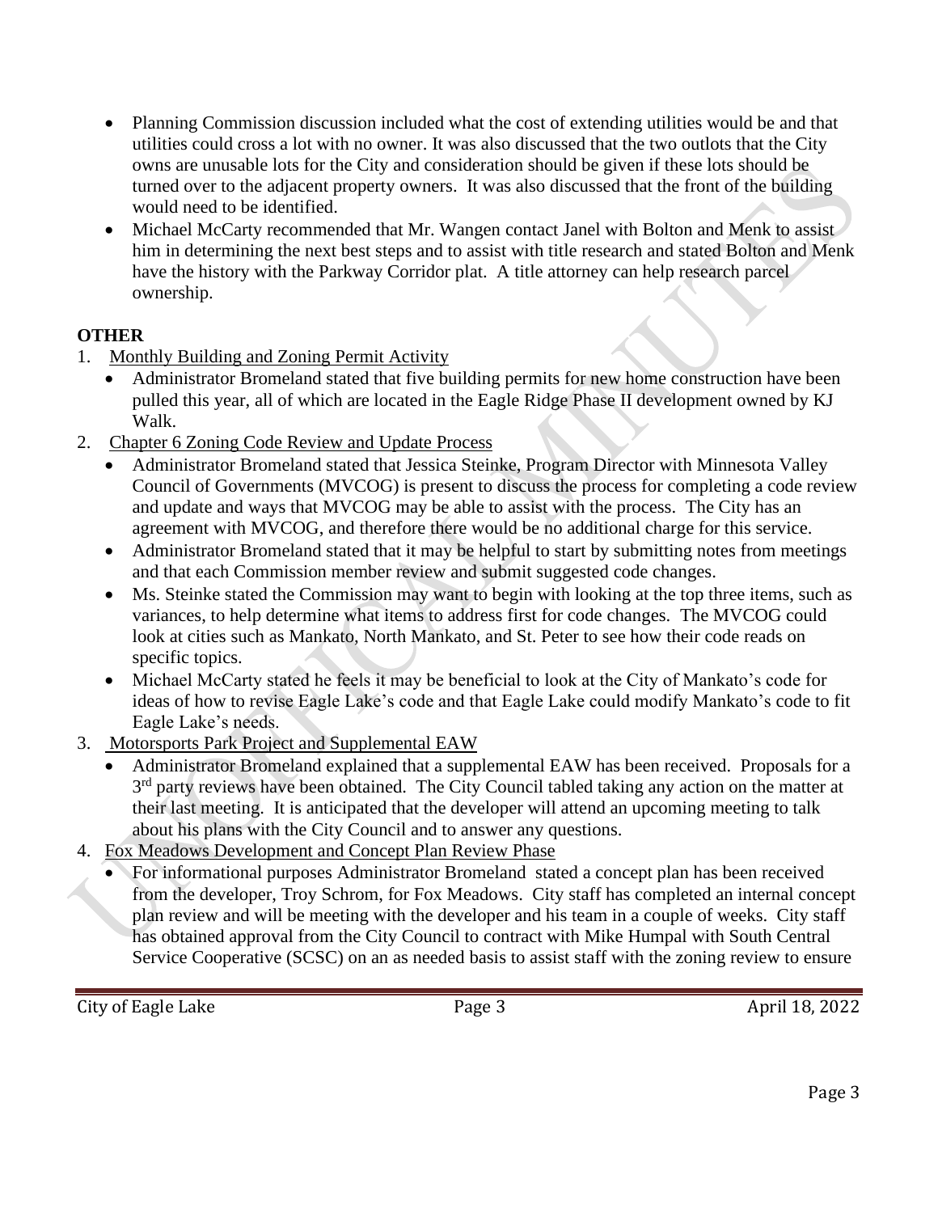- Planning Commission discussion included what the cost of extending utilities would be and that utilities could cross a lot with no owner. It was also discussed that the two outlots that the City owns are unusable lots for the City and consideration should be given if these lots should be turned over to the adjacent property owners. It was also discussed that the front of the building would need to be identified.
- Michael McCarty recommended that Mr. Wangen contact Janel with Bolton and Menk to assist him in determining the next best steps and to assist with title research and stated Bolton and Menk have the history with the Parkway Corridor plat. A title attorney can help research parcel ownership.

**OTHER**

1. Monthly Building and Zoning Permit Activity
   - Administrator Bromeland stated that five building permits for new home construction have been pulled this year, all of which are located in the Eagle Ridge Phase II development owned by KJ Walk.
2. Chapter 6 Zoning Code Review and Update Process
   - Administrator Bromeland stated that Jessica Steinke, Program Director with Minnesota Valley Council of Governments (MVCOG) is present to discuss the process for completing a code review and update and ways that MVCOG may be able to assist with the process. The City has an agreement with MVCOG, and therefore there would be no additional charge for this service.
   - Administrator Bromeland stated that it may be helpful to start by submitting notes from meetings and that each Commission member review and submit suggested code changes.
   - Ms. Steinke stated the Commission may want to begin with looking at the top three items, such as variances, to help determine what items to address first for code changes. The MVCOG could look at cities such as Mankato, North Mankato, and St. Peter to see how their code reads on specific topics.
   - Michael McCarty stated he feels it may be beneficial to look at the City of Mankato's code for ideas of how to revise Eagle Lake's code and that Eagle Lake could modify Mankato's code to fit Eagle Lake's needs.
3. Motorsports Park Project and Supplemental EAW
   - Administrator Bromeland explained that a supplemental EAW has been received. Proposals for a 3rd party reviews have been obtained. The City Council tabled taking any action on the matter at their last meeting. It is anticipated that the developer will attend an upcoming meeting to talk about his plans with the City Council and to answer any questions.
4. Fox Meadows Development and Concept Plan Review Phase
   - For informational purposes Administrator Bromeland stated a concept plan has been received from the developer, Troy Schrom, for Fox Meadows. City staff has completed an internal concept plan review and will be meeting with the developer and his team in a couple of weeks. City staff has obtained approval from the City Council to contract with Mike Humpal with South Central Service Cooperative (SCSC) on an as needed basis to assist staff with the zoning review to ensure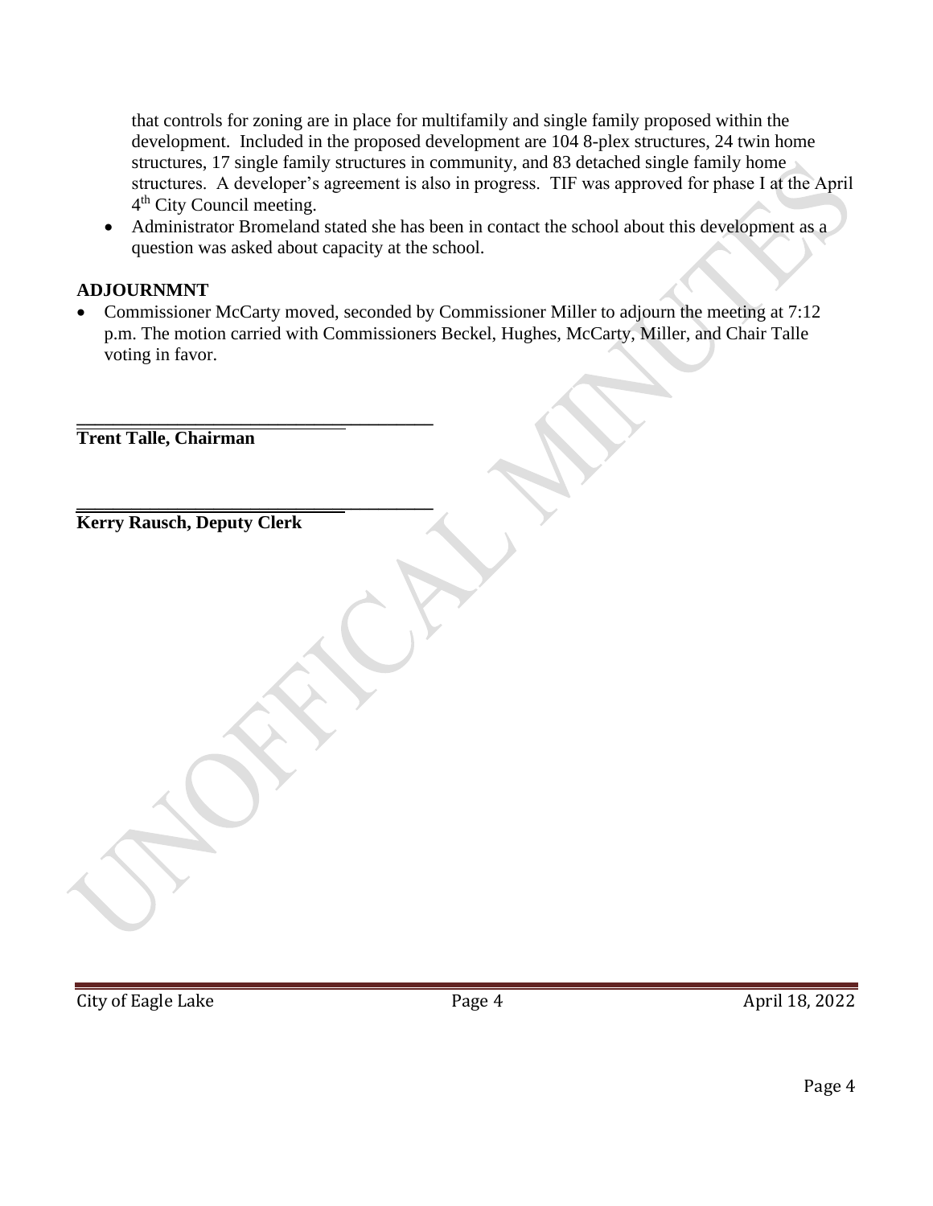that controls for zoning are in place for multifamily and single family proposed within the development. Included in the proposed development are 104 8-plex structures, 24 twin home structures, 17 single family structures in community, and 83 detached single family home structures. A developer's agreement is also in progress. TIF was approved for phase I at the April 4th City Council meeting.

- Administrator Bromeland stated she has been in contact the school about this development as a question was asked about capacity at the school.

**ADJOURNMNT**

- Commissioner McCarty moved, seconded by Commissioner Miller to adjourn the meeting at 7:12 p.m. The motion carried with Commissioners Beckel, Hughes, McCarty, Miller, and Chair Talle voting in favor.

\_\_\_\_\_\_\_\_\_\_\_\_\_\_\_\_\_\_\_\_\_\_\_\_\_\_\_\_\_\_\_\_\_\_\_\_\_\_\_\_

**Trent Talle, Chairman**

\_\_\_\_\_\_\_\_\_\_\_\_\_\_\_\_\_\_\_\_\_\_\_\_\_\_\_\_\_\_\_\_\_\_\_\_\_\_\_\_

**Kerry Rausch, Deputy Clerk**

UNOFFICAL MINUTES